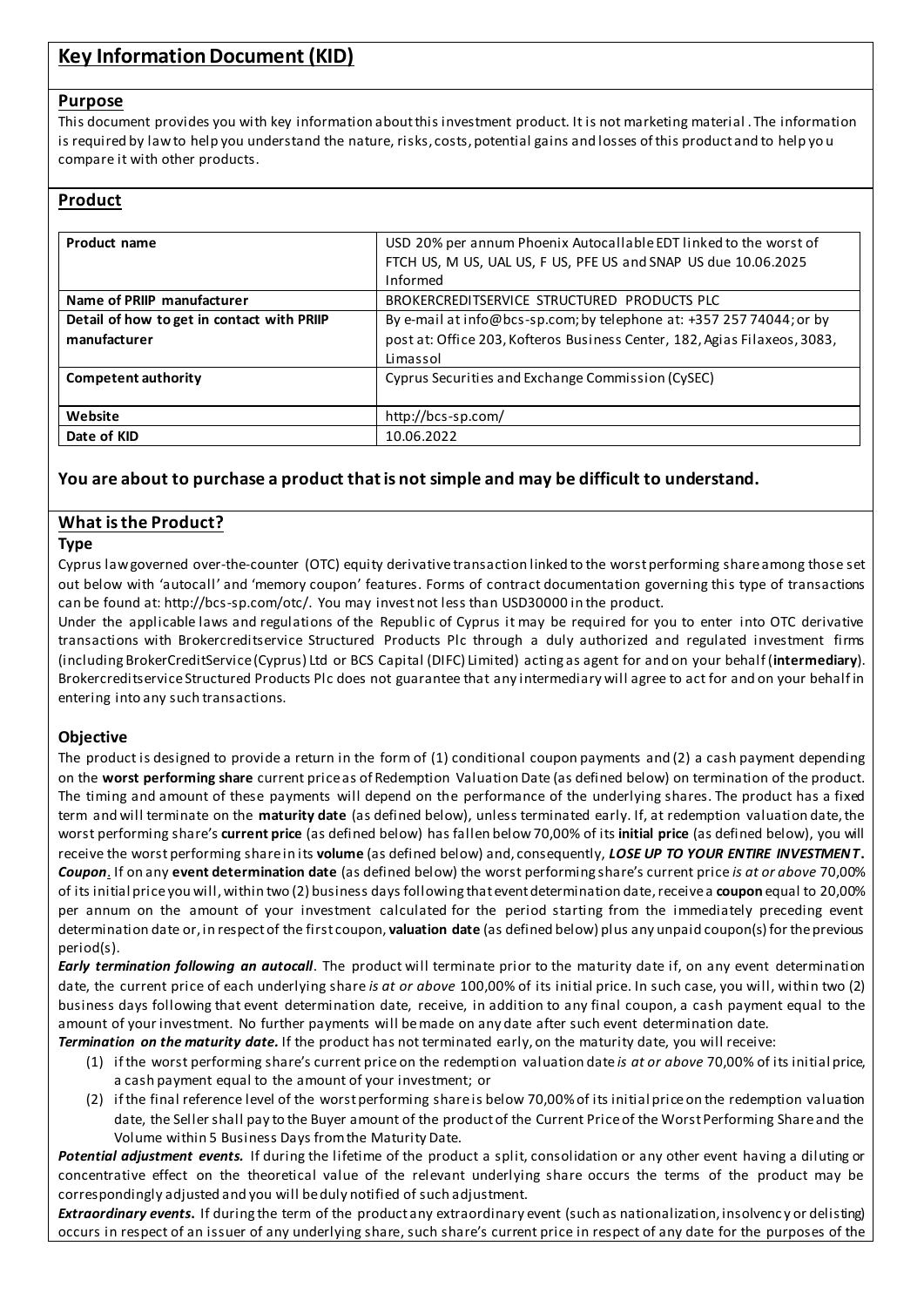# Key Information Document (KID)

## Purpose

This document provides you with key information about this investment product. It is not marketing material. The information is required by law to help you understand the nature, risks, costs, potential gains and losses of this product and to help you compare it with other products.

## Product

| Product name | USD 20% per annum Phoenix Autocallable EDT linked to the worst of FTCH US, M US, UAL US, F US, PFE US and SNAP US due 10.06.2025 Informed |
|---|---|
| Name of PRIIP manufacturer | BROKERCREDITSERVICE STRUCTURED PRODUCTS PLC |
| Detail of how to get in contact with PRIIP manufacturer | By e-mail at info@bcs-sp.com; by telephone at: +357 257 74044; or by post at: Office 203, Kofteros Business Center, 182, Agias Filaxeos, 3083, Limassol |
| Competent authority | Cyprus Securities and Exchange Commission (CySEC) |
| Website | http://bcs-sp.com/ |
| Date of KID | 10.06.2022 |

### You are about to purchase a product that is not simple and may be difficult to understand.

## What is the Product?

### Type

Cyprus law governed over-the-counter (OTC) equity derivative transaction linked to the worst performing share among those set out below with 'autocall' and 'memory coupon' features. Forms of contract documentation governing this type of transactions can be found at: http://bcs-sp.com/otc/. You may invest not less than USD30000 in the product.

Under the applicable laws and regulations of the Republic of Cyprus it may be required for you to enter into OTC derivative transactions with Brokercreditservice Structured Products Plc through a duly authorized and regulated investment firms (including BrokerCreditService (Cyprus) Ltd or BCS Capital (DIFC) Limited) acting as agent for and on your behalf (**intermediary**). Brokercreditservice Structured Products Plc does not guarantee that any intermediary will agree to act for and on your behalf in entering into any such transactions.

### Objective

The product is designed to provide a return in the form of (1) conditional coupon payments and (2) a cash payment depending on the **worst performing share** current price as of Redemption Valuation Date (as defined below) on termination of the product. The timing and amount of these payments will depend on the performance of the underlying shares. The product has a fixed term and will terminate on the **maturity date** (as defined below), unless terminated early. If, at redemption valuation date, the worst performing share's **current price** (as defined below) has fallen below 70,00% of its **initial price** (as defined below), you will receive the worst performing share in its **volume** (as defined below) and, consequently, ***LOSE UP TO YOUR ENTIRE INVESTMENT.***

***Coupon***. If on any **event determination date** (as defined below) the worst performing share's current price *is at or above* 70,00% of its initial price you will, within two (2) business days following that event determination date, receive a **coupon** equal to 20,00% per annum on the amount of your investment calculated for the period starting from the immediately preceding event determination date or, in respect of the first coupon, **valuation date** (as defined below) plus any unpaid coupon(s) for the previous period(s).

***Early termination following an autocall***. The product will terminate prior to the maturity date if, on any event determination date, the current price of each underlying share *is at or above* 100,00% of its initial price. In such case, you will, within two (2) business days following that event determination date, receive, in addition to any final coupon, a cash payment equal to the amount of your investment. No further payments will be made on any date after such event determination date.

***Termination on the maturity date.*** If the product has not terminated early, on the maturity date, you will receive:

1. if the worst performing share's current price on the redemption valuation date *is at or above* 70,00% of its initial price, a cash payment equal to the amount of your investment; or
2. if the final reference level of the worst performing share is below 70,00% of its initial price on the redemption valuation date, the Seller shall pay to the Buyer amount of the product of the Current Price of the Worst Performing Share and the Volume within 5 Business Days from the Maturity Date.

***Potential adjustment events.*** If during the lifetime of the product a split, consolidation or any other event having a diluting or concentrative effect on the theoretical value of the relevant underlying share occurs the terms of the product may be correspondingly adjusted and you will be duly notified of such adjustment.

***Extraordinary events.*** If during the term of the product any extraordinary event (such as nationalization, insolvency or delisting) occurs in respect of an issuer of any underlying share, such share's current price in respect of any date for the purposes of the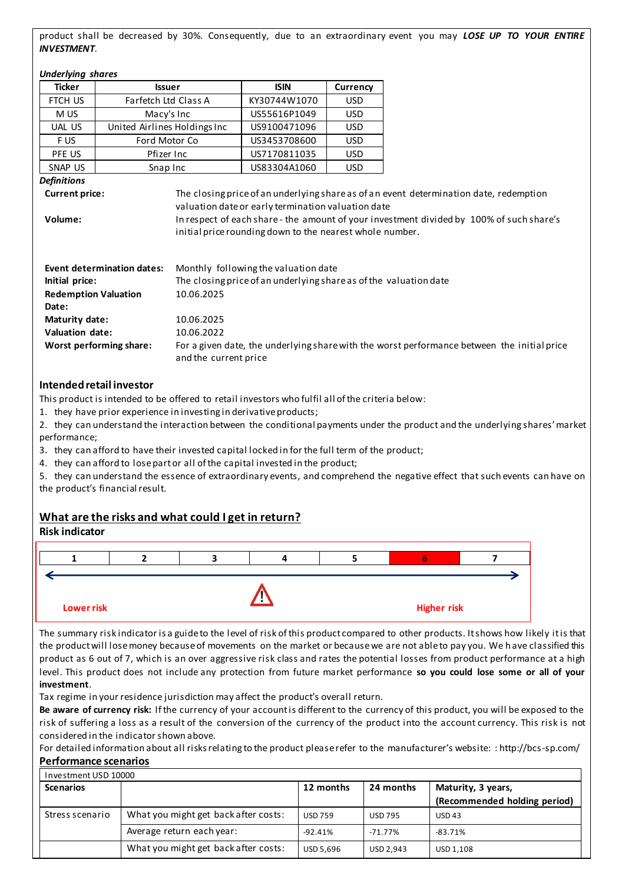product shall be decreased by 30%. Consequently, due to an extraordinary event you may ***LOSE UP TO YOUR ENTIRE INVESTMENT***.

***Underlying shares***

| Ticker | Issuer | ISIN | Currency |
|---|---|---|---|
| FTCH US | Farfetch Ltd Class A | KY30744W1070 | USD |
| M US | Macy's Inc | US55616P1049 | USD |
| UAL US | United Airlines Holdings Inc | US9100471096 | USD |
| F US | Ford Motor Co | US3453708600 | USD |
| PFE US | Pfizer Inc | US7170811035 | USD |
| SNAP US | Snap Inc | US83304A1060 | USD |

***Definitions***

| | |
|---|---|
| **Current price:** | The closing price of an underlying share as of an event determination date, redemption valuation date or early termination valuation date |
| **Volume:** | In respect of each share - the amount of your investment divided by 100% of such share's initial price rounding down to the nearest whole number. |
| **Event determination dates:** | Monthly following the valuation date |
| **Initial price:** | The closing price of an underlying share as of the valuation date |
| **Redemption Valuation Date:** | 10.06.2025 |
| **Maturity date:** | 10.06.2025 |
| **Valuation date:** | 10.06.2022 |
| **Worst performing share:** | For a given date, the underlying share with the worst performance between the initial price and the current price |

### Intended retail investor

This product is intended to be offered to retail investors who fulfil all of the criteria below:

1. they have prior experience in investing in derivative products;
2. they can understand the interaction between the conditional payments under the product and the underlying shares' market performance;
3. they can afford to have their invested capital locked in for the full term of the product;
4. they can afford to lose part or all of the capital invested in the product;
5. they can understand the essence of extraordinary events, and comprehend the negative effect that such events can have on the product's financial result.

## What are the risks and what could I get in return?

### Risk indicator

| 1 | 2 | 3 | 4 | 5 | **6** | 7 |
|---|---|---|---|---|---|---|

Lower risk ← → Higher risk

The summary risk indicator is a guide to the level of risk of this product compared to other products. It shows how likely it is that the product will lose money because of movements on the market or because we are not able to pay you. We have classified this product as 6 out of 7, which is an over aggressive risk class and rates the potential losses from product performance at a high level. This product does not include any protection from future market performance **so you could lose some or all of your investment**.

Tax regime in your residence jurisdiction may affect the product's overall return.

**Be aware of currency risk:** If the currency of your account is different to the currency of this product, you will be exposed to the risk of suffering a loss as a result of the conversion of the currency of the product into the account currency. This risk is not considered in the indicator shown above.

For detailed information about all risks relating to the product please refer to the manufacturer's website: : http://bcs-sp.com/

### Performance scenarios

| Investment USD 10000 | | | | |
|---|---|---|---|---|
| **Scenarios** | | **12 months** | **24 months** | **Maturity, 3 years, (Recommended holding period)** |
| Stress scenario | What you might get back after costs: | USD 759 | USD 795 | USD 43 |
| | Average return each year: | -92.41% | -71.77% | -83.71% |
| | What you might get back after costs: | USD 5,696 | USD 2,943 | USD 1,108 |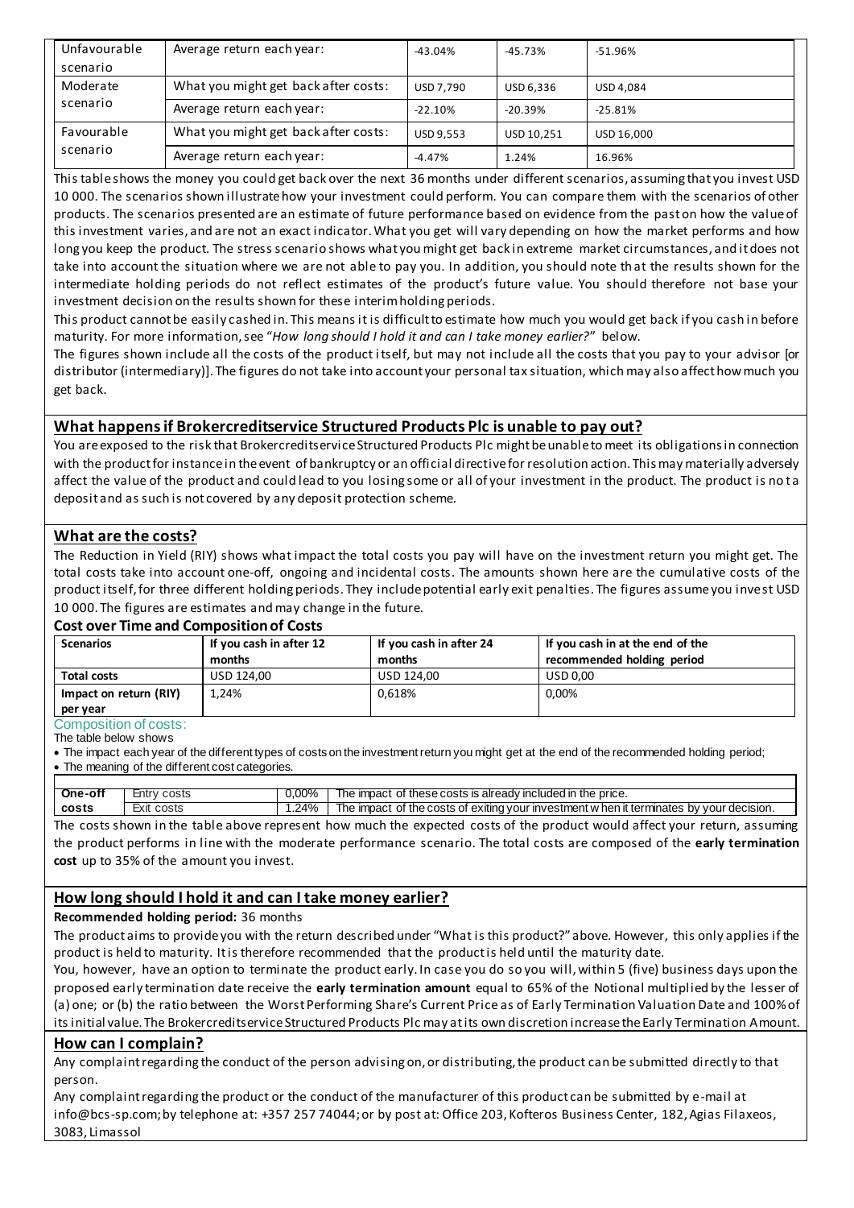| | | | | |
|---|---|---|---|---|
| Unfavourable scenario | Average return each year: | -43.04% | -45.73% | -51.96% |
| Moderate scenario | What you might get back after costs: | USD 7,790 | USD 6,336 | USD 4,084 |
| | Average return each year: | -22.10% | -20.39% | -25.81% |
| Favourable scenario | What you might get back after costs: | USD 9,553 | USD 10,251 | USD 16,000 |
| | Average return each year: | -4.47% | 1.24% | 16.96% |

This table shows the money you could get back over the next 36 months under different scenarios, assuming that you invest USD 10 000. The scenarios shown illustrate how your investment could perform. You can compare them with the scenarios of other products. The scenarios presented are an estimate of future performance based on evidence from the past on how the value of this investment varies, and are not an exact indicator. What you get will vary depending on how the market performs and how long you keep the product. The stress scenario shows what you might get back in extreme market circumstances, and it does not take into account the situation where we are not able to pay you. In addition, you should note that the results shown for the intermediate holding periods do not reflect estimates of the product's future value. You should therefore not base your investment decision on the results shown for these interim holding periods.

This product cannot be easily cashed in. This means it is difficult to estimate how much you would get back if you cash in before maturity. For more information, see "*How long should I hold it and can I take money earlier?*" below.

The figures shown include all the costs of the product itself, but may not include all the costs that you pay to your advisor [or distributor (intermediary)]. The figures do not take into account your personal tax situation, which may also affect how much you get back.

## What happens if Brokercreditservice Structured Products Plc is unable to pay out?

You are exposed to the risk that Brokercreditservice Structured Products Plc might be unable to meet its obligations in connection with the product for instance in the event of bankruptcy or an official directive for resolution action. This may materially adversely affect the value of the product and could lead to you losing some or all of your investment in the product. The product is not a deposit and as such is not covered by any deposit protection scheme.

## What are the costs?

The Reduction in Yield (RIY) shows what impact the total costs you pay will have on the investment return you might get. The total costs take into account one-off, ongoing and incidental costs. The amounts shown here are the cumulative costs of the product itself, for three different holding periods. They include potential early exit penalties. The figures assume you invest USD 10 000. The figures are estimates and may change in the future.

### Cost over Time and Composition of Costs

| Scenarios | If you cash in after 12 months | If you cash in after 24 months | If you cash in at the end of the recommended holding period |
|---|---|---|---|
| Total costs | USD 124,00 | USD 124,00 | USD 0,00 |
| Impact on return (RIY) per year | 1,24% | 0,618% | 0,00% |

Composition of costs:

The table below shows

- The impact each year of the different types of costs on the investment return you might get at the end of the recommended holding period;
- The meaning of the different cost categories.

| | | | |
|---|---|---|---|
| One-off costs | Entry costs | 0,00% | The impact of these costs is already included in the price. |
| | Exit costs | 1.24% | The impact of the costs of exiting your investment when it terminates by your decision. |

The costs shown in the table above represent how much the expected costs of the product would affect your return, assuming the product performs in line with the moderate performance scenario. The total costs are composed of the **early termination cost** up to 35% of the amount you invest.

## How long should I hold it and can I take money earlier?

**Recommended holding period:** 36 months

The product aims to provide you with the return described under "What is this product?" above. However, this only applies if the product is held to maturity. It is therefore recommended that the product is held until the maturity date.

You, however, have an option to terminate the product early. In case you do so you will, within 5 (five) business days upon the proposed early termination date receive the **early termination amount** equal to 65% of the Notional multiplied by the lesser of (a) one; or (b) the ratio between the Worst Performing Share's Current Price as of Early Termination Valuation Date and 100% of its initial value. The Brokercreditservice Structured Products Plc may at its own discretion increase the Early Termination Amount.

## How can I complain?

Any complaint regarding the conduct of the person advising on, or distributing, the product can be submitted directly to that person.

Any complaint regarding the product or the conduct of the manufacturer of this product can be submitted by e-mail at info@bcs-sp.com; by telephone at: +357 257 74044; or by post at: Office 203, Kofteros Business Center, 182, Agias Filaxeos, 3083, Limassol